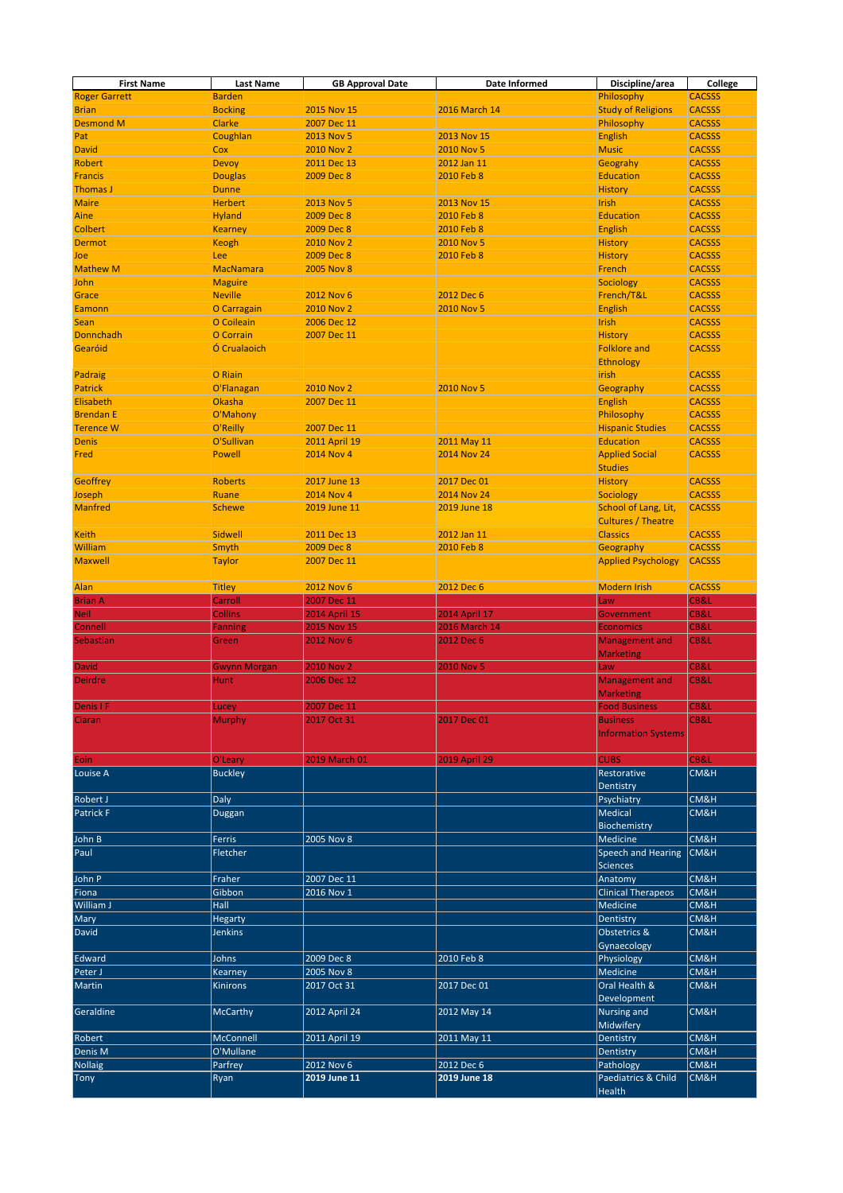| First Name | Last Name | GB Approval Date | Date Informed | Discipline/area | College |
|---|---|---|---|---|---|
| Roger Garrett | Barden | | | Philosophy | CACSSS |
| Brian | Bocking | 2015 Nov 15 | 2016 March 14 | Study of Religions | CACSSS |
| Desmond M | Clarke | 2007 Dec 11 | | Philosophy | CACSSS |
| Pat | Coughlan | 2013 Nov 5 | 2013 Nov 15 | English | CACSSS |
| David | Cox | 2010 Nov 2 | 2010 Nov 5 | Music | CACSSS |
| Robert | Devoy | 2011 Dec 13 | 2012 Jan 11 | Geograhy | CACSSS |
| Francis | Douglas | 2009 Dec 8 | 2010 Feb 8 | Education | CACSSS |
| Thomas J | Dunne | | | History | CACSSS |
| Maire | Herbert | 2013 Nov 5 | 2013 Nov 15 | Irish | CACSSS |
| Aine | Hyland | 2009 Dec 8 | 2010 Feb 8 | Education | CACSSS |
| Colbert | Kearney | 2009 Dec 8 | 2010 Feb 8 | English | CACSSS |
| Dermot | Keogh | 2010 Nov 2 | 2010 Nov 5 | History | CACSSS |
| Joe | Lee | 2009 Dec 8 | 2010 Feb 8 | History | CACSSS |
| Mathew M | MacNamara | 2005 Nov 8 | | French | CACSSS |
| John | Maguire | | | Sociology | CACSSS |
| Grace | Neville | 2012 Nov 6 | 2012 Dec 6 | French/T&L | CACSSS |
| Eamonn | O Carragain | 2010 Nov 2 | 2010 Nov 5 | English | CACSSS |
| Sean | O Coileain | 2006 Dec 12 | | Irish | CACSSS |
| Donnchadh | O Corrain | 2007 Dec 11 | | History | CACSSS |
| Gearóid | Ó Crualaoich | | | Folklore and Ethnology | CACSSS |
| Padraig | O Riain | | | irish | CACSSS |
| Patrick | O'Flanagan | 2010 Nov 2 | 2010 Nov 5 | Geography | CACSSS |
| Elisabeth | Okasha | 2007 Dec 11 | | English | CACSSS |
| Brendan E | O'Mahony | | | Philosophy | CACSSS |
| Terence W | O'Reilly | 2007 Dec 11 | | Hispanic Studies | CACSSS |
| Denis | O'Sullivan | 2011 April 19 | 2011 May 11 | Education | CACSSS |
| Fred | Powell | 2014 Nov 4 | 2014 Nov 24 | Applied Social Studies | CACSSS |
| Geoffrey | Roberts | 2017 June 13 | 2017 Dec 01 | History | CACSSS |
| Joseph | Ruane | 2014 Nov 4 | 2014 Nov 24 | Sociology | CACSSS |
| Manfred | Schewe | 2019 June 11 | 2019 June 18 | School of Lang, Lit, Cultures / Theatre | CACSSS |
| Keith | Sidwell | 2011 Dec 13 | 2012 Jan 11 | Classics | CACSSS |
| William | Smyth | 2009 Dec 8 | 2010 Feb 8 | Geography | CACSSS |
| Maxwell | Taylor | 2007 Dec 11 | | Applied Psychology | CACSSS |
| Alan | Titley | 2012 Nov 6 | 2012 Dec 6 | Modern Irish | CACSSS |
| Brian A | Carroll | 2007 Dec 11 | | Law | CB&L |
| Neil | Collins | 2014 April 15 | 2014 April 17 | Government | CB&L |
| Connell | Fanning | 2015 Nov 15 | 2016 March 14 | Economics | CB&L |
| Sebastian | Green | 2012 Nov 6 | 2012 Dec 6 | Management and Marketing | CB&L |
| David | Gwynn Morgan | 2010 Nov 2 | 2010 Nov 5 | Law | CB&L |
| Deirdre | Hunt | 2006 Dec 12 | | Management and Marketing | CB&L |
| Denis I F | Lucey | 2007 Dec 11 | | Food Business | CB&L |
| Ciaran | Murphy | 2017 Oct 31 | 2017 Dec 01 | Business Information Systems | CB&L |
| Eoin | O'Leary | 2019 March 01 | 2019 April 29 | CUBS | CB&L |
| Louise A | Buckley | | | Restorative Dentistry | CM&H |
| Robert J | Daly | | | Psychiatry | CM&H |
| Patrick F | Duggan | | | Medical Biochemistry | CM&H |
| John B | Ferris | 2005 Nov 8 | | Medicine | CM&H |
| Paul | Fletcher | | | Speech and Hearing Sciences | CM&H |
| John P | Fraher | 2007 Dec 11 | | Anatomy | CM&H |
| Fiona | Gibbon | 2016 Nov 1 | | Clinical Therapeos | CM&H |
| William J | Hall | | | Medicine | CM&H |
| Mary | Hegarty | | | Dentistry | CM&H |
| David | Jenkins | | | Obstetrics & Gynaecology | CM&H |
| Edward | Johns | 2009 Dec 8 | 2010 Feb 8 | Physiology | CM&H |
| Peter J | Kearney | 2005 Nov 8 | | Medicine | CM&H |
| Martin | Kinirons | 2017 Oct 31 | 2017 Dec 01 | Oral Health & Development | CM&H |
| Geraldine | McCarthy | 2012 April 24 | 2012 May 14 | Nursing and Midwifery | CM&H |
| Robert | McConnell | 2011 April 19 | 2011 May 11 | Dentistry | CM&H |
| Denis M | O'Mullane | | | Dentistry | CM&H |
| Nollaig | Parfrey | 2012 Nov 6 | 2012 Dec 6 | Pathology | CM&H |
| Tony | Ryan | **2019 June 11** | **2019 June 18** | Paediatrics & Child Health | CM&H |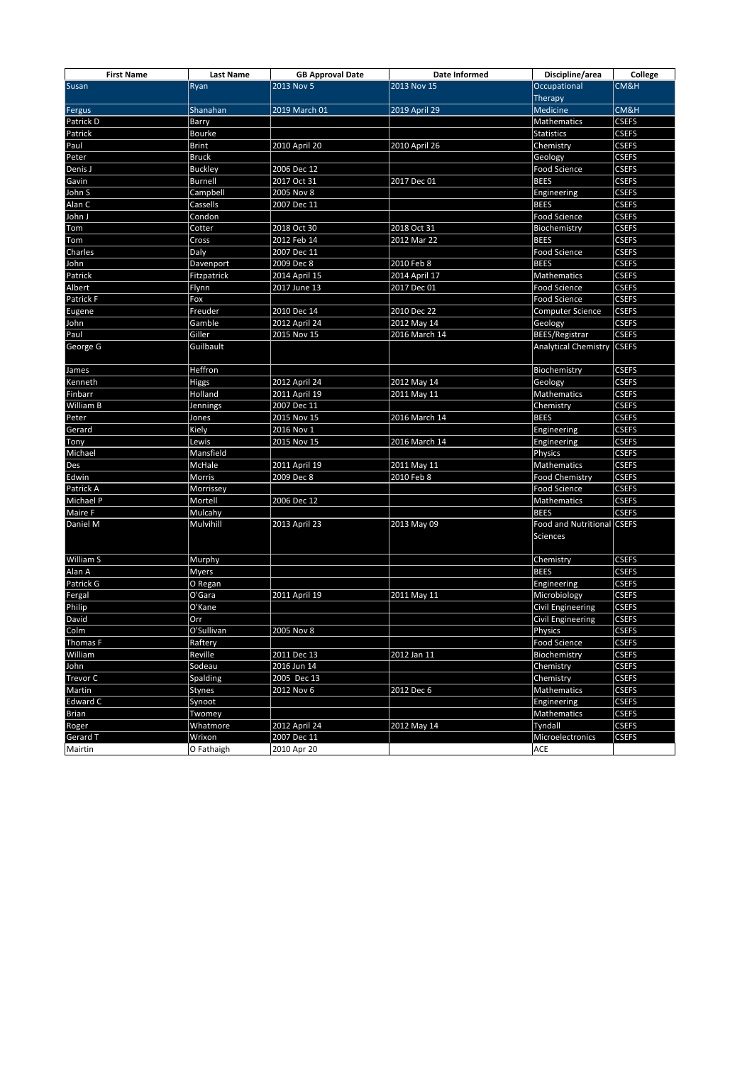| First Name | Last Name | GB Approval Date | Date Informed | Discipline/area | College |
|---|---|---|---|---|---|
| Susan | Ryan | 2013 Nov 5 | 2013 Nov 15 | Occupational Therapy | CM&H |
| Fergus | Shanahan | 2019 March 01 | 2019 April 29 | Medicine | CM&H |
| Patrick D | Barry | | | Mathematics | CSEFS |
| Patrick | Bourke | | | Statistics | CSEFS |
| Paul | Brint | 2010 April 20 | 2010 April 26 | Chemistry | CSEFS |
| Peter | Bruck | | | Geology | CSEFS |
| Denis J | Buckley | 2006 Dec 12 | | Food Science | CSEFS |
| Gavin | Burnell | 2017 Oct 31 | 2017 Dec 01 | BEES | CSEFS |
| John S | Campbell | 2005 Nov 8 | | Engineering | CSEFS |
| Alan C | Cassells | 2007 Dec 11 | | BEES | CSEFS |
| John J | Condon | | | Food Science | CSEFS |
| Tom | Cotter | 2018 Oct 30 | 2018 Oct 31 | Biochemistry | CSEFS |
| Tom | Cross | 2012 Feb 14 | 2012 Mar 22 | BEES | CSEFS |
| Charles | Daly | 2007 Dec 11 | | Food Science | CSEFS |
| John | Davenport | 2009 Dec 8 | 2010 Feb 8 | BEES | CSEFS |
| Patrick | Fitzpatrick | 2014 April 15 | 2014 April 17 | Mathematics | CSEFS |
| Albert | Flynn | 2017 June 13 | 2017 Dec 01 | Food Science | CSEFS |
| Patrick F | Fox | | | Food Science | CSEFS |
| Eugene | Freuder | 2010 Dec 14 | 2010 Dec 22 | Computer Science | CSEFS |
| John | Gamble | 2012 April 24 | 2012 May 14 | Geology | CSEFS |
| Paul | Giller | 2015 Nov 15 | 2016 March 14 | BEES/Registrar | CSEFS |
| George G | Guilbault | | | Analytical Chemistry | CSEFS |
| James | Heffron | | | Biochemistry | CSEFS |
| Kenneth | Higgs | 2012 April 24 | 2012 May 14 | Geology | CSEFS |
| Finbarr | Holland | 2011 April 19 | 2011 May 11 | Mathematics | CSEFS |
| William B | Jennings | 2007 Dec 11 | | Chemistry | CSEFS |
| Peter | Jones | 2015 Nov 15 | 2016 March 14 | BEES | CSEFS |
| Gerard | Kiely | 2016 Nov 1 | | Engineering | CSEFS |
| Tony | Lewis | 2015 Nov 15 | 2016 March 14 | Engineering | CSEFS |
| Michael | Mansfield | | | Physics | CSEFS |
| Des | McHale | 2011 April 19 | 2011 May 11 | Mathematics | CSEFS |
| Edwin | Morris | 2009 Dec 8 | 2010 Feb 8 | Food Chemistry | CSEFS |
| Patrick A | Morrissey | | | Food Science | CSEFS |
| Michael P | Mortell | 2006 Dec 12 | | Mathematics | CSEFS |
| Maire F | Mulcahy | | | BEES | CSEFS |
| Daniel M | Mulvihill | 2013 April 23 | 2013 May 09 | Food and Nutritional Sciences | CSEFS |
| William S | Murphy | | | Chemistry | CSEFS |
| Alan A | Myers | | | BEES | CSEFS |
| Patrick G | O Regan | | | Engineering | CSEFS |
| Fergal | O'Gara | 2011 April 19 | 2011 May 11 | Microbiology | CSEFS |
| Philip | O'Kane | | | Civil Engineering | CSEFS |
| David | Orr | | | Civil Engineering | CSEFS |
| Colm | O'Sullivan | 2005 Nov 8 | | Physics | CSEFS |
| Thomas F | Raftery | | | Food Science | CSEFS |
| William | Reville | 2011 Dec 13 | 2012 Jan 11 | Biochemistry | CSEFS |
| John | Sodeau | 2016 Jun 14 | | Chemistry | CSEFS |
| Trevor C | Spalding | 2005 Dec 13 | | Chemistry | CSEFS |
| Martin | Stynes | 2012 Nov 6 | 2012 Dec 6 | Mathematics | CSEFS |
| Edward C | Synoot | | | Engineering | CSEFS |
| Brian | Twomey | | | Mathematics | CSEFS |
| Roger | Whatmore | 2012 April 24 | 2012 May 14 | Tyndall | CSEFS |
| Gerard T | Wrixon | 2007 Dec 11 | | Microelectronics | CSEFS |
| Mairtin | O Fathaigh | 2010 Apr 20 | | ACE | |